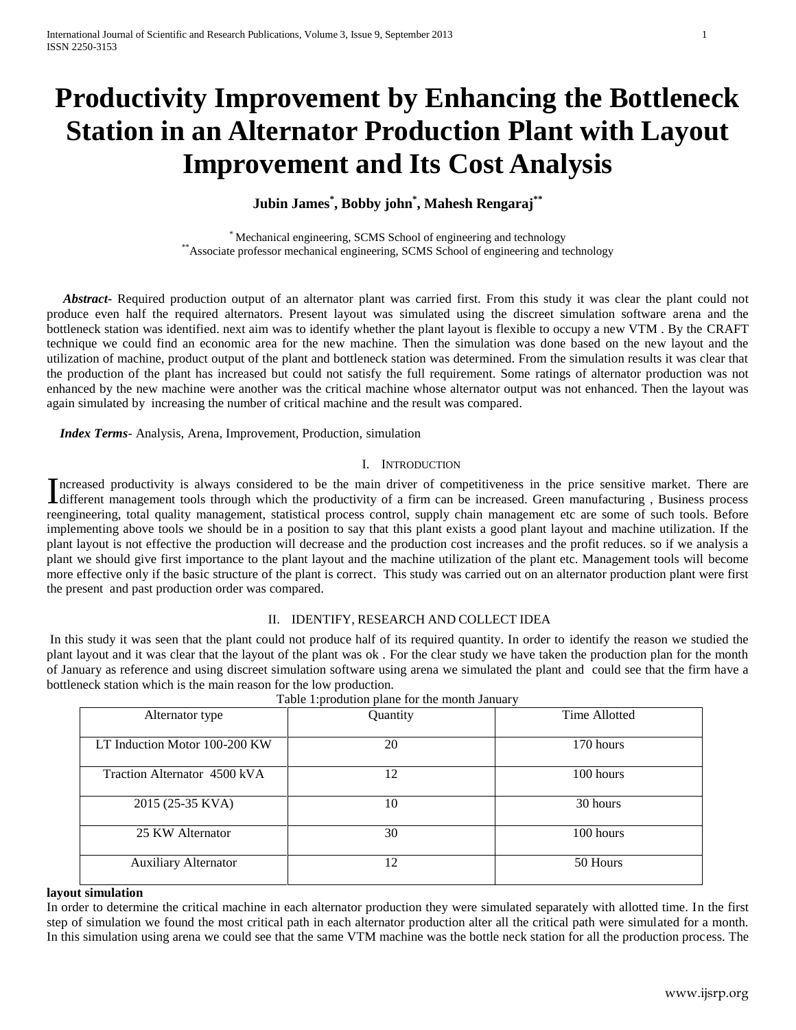# Productivity Improvement by Enhancing the Bottleneck Station in an Alternator Production Plant with Layout Improvement and Its Cost Analysis

**Jubin James[*], Bobby john[*], Mahesh Rengaraj[**]**

[*] Mechanical engineering, SCMS School of engineering and technology
[**] Associate professor mechanical engineering, SCMS School of engineering and technology

***Abstract***- Required production output of an alternator plant was carried first. From this study it was clear the plant could not produce even half the required alternators. Present layout was simulated using the discreet simulation software arena and the bottleneck station was identified. next aim was to identify whether the plant layout is flexible to occupy a new VTM . By the CRAFT technique we could find an economic area for the new machine. Then the simulation was done based on the new layout and the utilization of machine, product output of the plant and bottleneck station was determined. From the simulation results it was clear that the production of the plant has increased but could not satisfy the full requirement. Some ratings of alternator production was not enhanced by the new machine were another was the critical machine whose alternator output was not enhanced. Then the layout was again simulated by increasing the number of critical machine and the result was compared.

***Index Terms***- Analysis, Arena, Improvement, Production, simulation

## I. Introduction

Increased productivity is always considered to be the main driver of competitiveness in the price sensitive market. There are different management tools through which the productivity of a firm can be increased. Green manufacturing , Business process reengineering, total quality management, statistical process control, supply chain management etc are some of such tools. Before implementing above tools we should be in a position to say that this plant exists a good plant layout and machine utilization. If the plant layout is not effective the production will decrease and the production cost increases and the profit reduces. so if we analysis a plant we should give first importance to the plant layout and the machine utilization of the plant etc. Management tools will become more effective only if the basic structure of the plant is correct. This study was carried out on an alternator production plant were first the present and past production order was compared.

## II. Identify, Research and Collect Idea

In this study it was seen that the plant could not produce half of its required quantity. In order to identify the reason we studied the plant layout and it was clear that the layout of the plant was ok . For the clear study we have taken the production plan for the month of January as reference and using discreet simulation software using arena we simulated the plant and could see that the firm have a bottleneck station which is the main reason for the low production.

Table 1:prodution plane for the month January

| Alternator type | Quantity | Time Allotted |
|---|---|---|
| LT Induction Motor 100-200 KW | 20 | 170 hours |
| Traction Alternator 4500 kVA | 12 | 100 hours |
| 2015 (25-35 KVA) | 10 | 30 hours |
| 25 KW Alternator | 30 | 100 hours |
| Auxiliary Alternator | 12 | 50 Hours |

**layout simulation**

In order to determine the critical machine in each alternator production they were simulated separately with allotted time. In the first step of simulation we found the most critical path in each alternator production alter all the critical path were simulated for a month. In this simulation using arena we could see that the same VTM machine was the bottle neck station for all the production process. The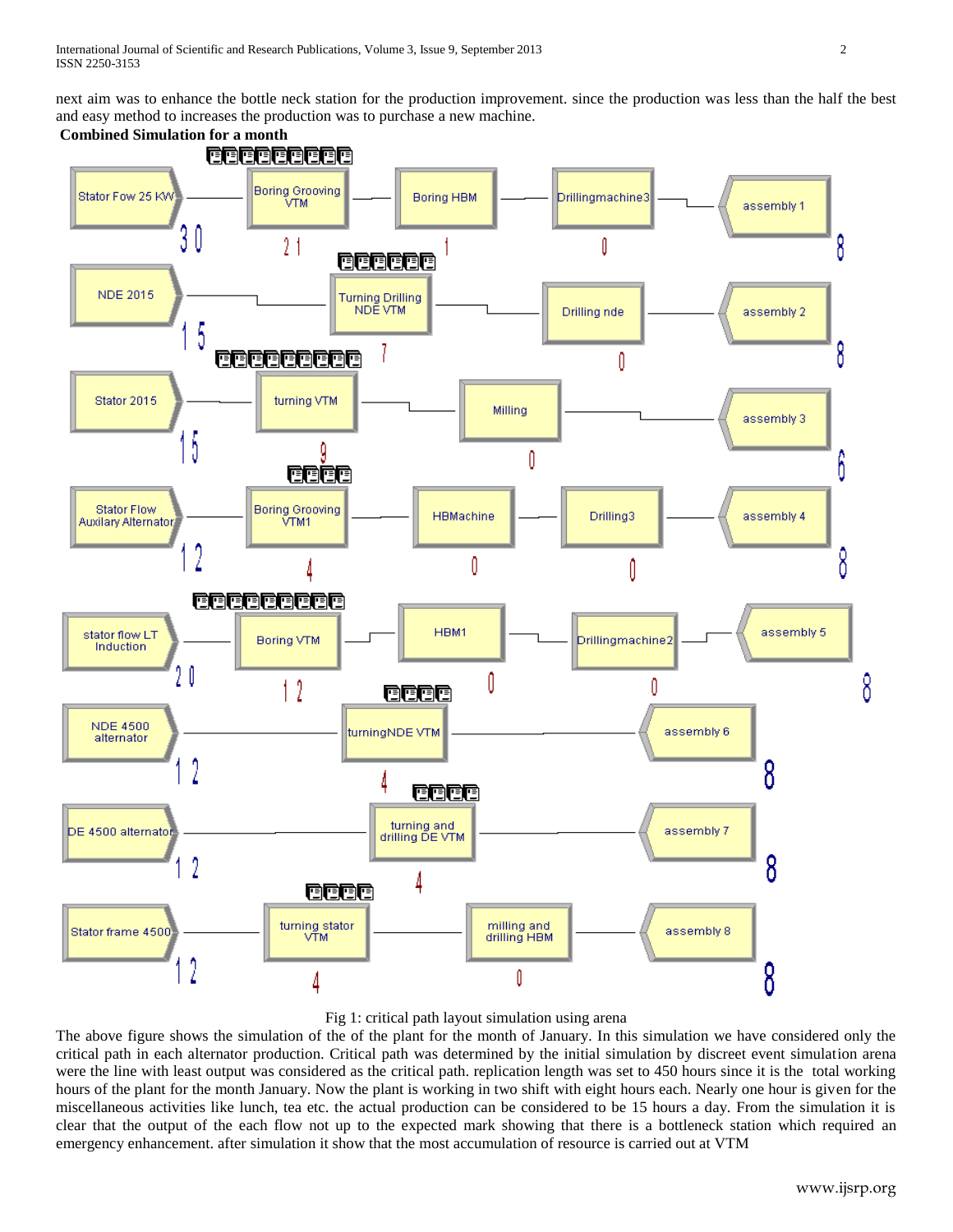next aim was to enhance the bottle neck station for the production improvement. since the production was less than the half the best and easy method to increases the production was to purchase a new machine.

**Combined Simulation for a month**

Fig 1: critical path layout simulation using arena

The above figure shows the simulation of the of the plant for the month of January. In this simulation we have considered only the critical path in each alternator production. Critical path was determined by the initial simulation by discreet event simulation arena were the line with least output was considered as the critical path. replication length was set to 450 hours since it is the total working hours of the plant for the month January. Now the plant is working in two shift with eight hours each. Nearly one hour is given for the miscellaneous activities like lunch, tea etc. the actual production can be considered to be 15 hours a day. From the simulation it is clear that the output of the each flow not up to the expected mark showing that there is a bottleneck station which required an emergency enhancement. after simulation it show that the most accumulation of resource is carried out at VTM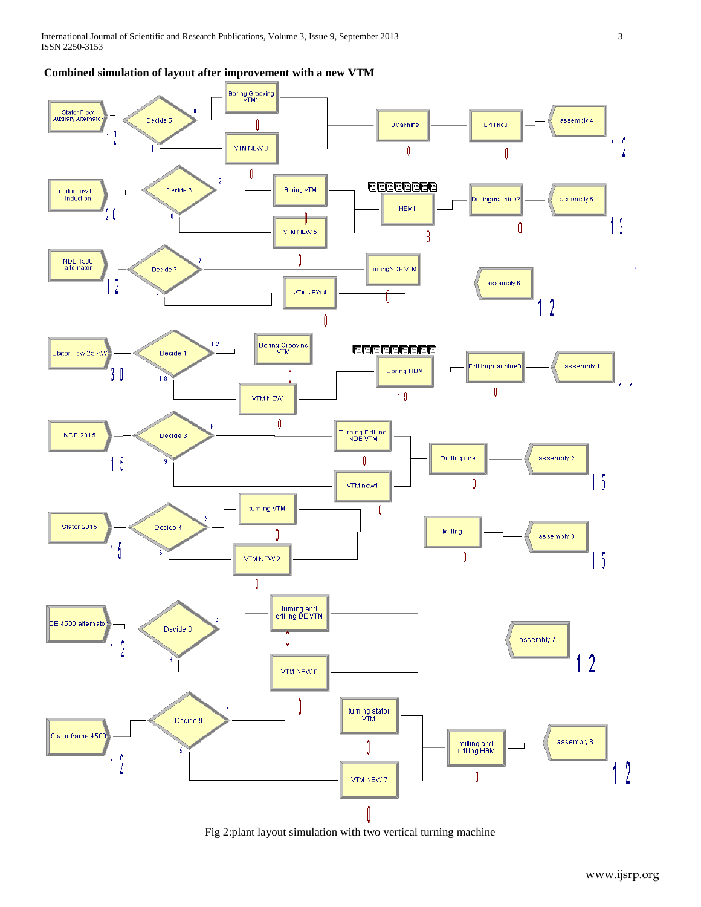**Combined simulation of layout after improvement with a new VTM**

Fig 2:plant layout simulation with two vertical turning machine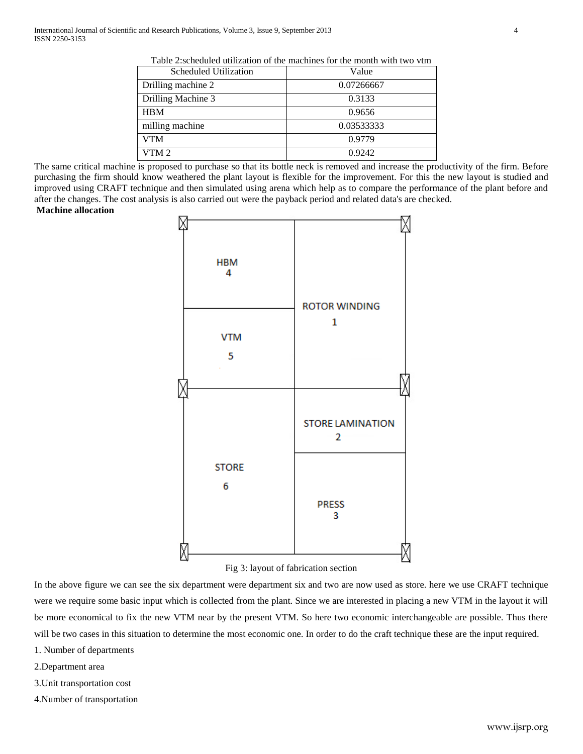Table 2:scheduled utilization of the machines for the month with two vtm

| Scheduled Utilization | Value |
|---|---|
| Drilling machine 2 | 0.07266667 |
| Drilling Machine 3 | 0.3133 |
| HBM | 0.9656 |
| milling machine | 0.03533333 |
| VTM | 0.9779 |
| VTM 2 | 0.9242 |

The same critical machine is proposed to purchase so that its bottle neck is removed and increase the productivity of the firm. Before purchasing the firm should know weathered the plant layout is flexible for the improvement. For this the new layout is studied and improved using CRAFT technique and then simulated using arena which help as to compare the performance of the plant before and after the changes. The cost analysis is also carried out were the payback period and related data's are checked.

**Machine allocation**

Fig 3: layout of fabrication section

In the above figure we can see the six department were department six and two are now used as store. here we use CRAFT technique were we require some basic input which is collected from the plant. Since we are interested in placing a new VTM in the layout it will be more economical to fix the new VTM near by the present VTM. So here two economic interchangeable are possible. Thus there will be two cases in this situation to determine the most economic one. In order to do the craft technique these are the input required.

1. Number of departments

2.Department area

3.Unit transportation cost

4.Number of transportation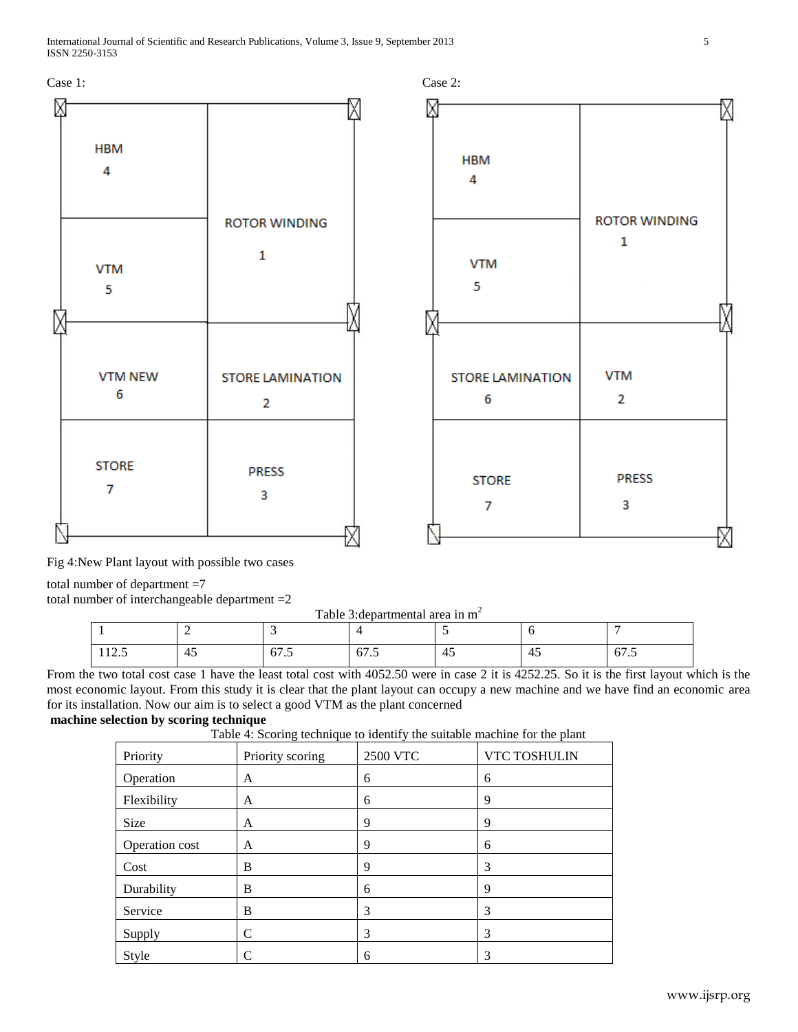Case 1:

| HBM 4 | ROTOR WINDING 1 |
|---|---|
| VTM 5 | |
| VTM NEW 6 | STORE LAMINATION 2 |
| STORE 7 | PRESS 3 |

Case 2:

| HBM 4 | ROTOR WINDING 1 |
|---|---|
| VTM 5 | |
| STORE LAMINATION 6 | VTM 2 |
| STORE 7 | PRESS 3 |

Fig 4:New Plant layout with possible two cases

total number of department =7
total number of interchangeable department =2

Table 3:departmental area in $m^2$

| 1 | 2 | 3 | 4 | 5 | 6 | 7 |
|---|---|---|---|---|---|---|
| 112.5 | 45 | 67.5 | 67.5 | 45 | 45 | 67.5 |

From the two total cost case 1 have the least total cost with 4052.50 were in case 2 it is 4252.25. So it is the first layout which is the most economic layout. From this study it is clear that the plant layout can occupy a new machine and we have find an economic area for its installation. Now our aim is to select a good VTM as the plant concerned

**machine selection by scoring technique**

Table 4: Scoring technique to identify the suitable machine for the plant

| Priority | Priority scoring | 2500 VTC | VTC TOSHULIN |
|---|---|---|---|
| Operation | A | 6 | 6 |
| Flexibility | A | 6 | 9 |
| Size | A | 9 | 9 |
| Operation cost | A | 9 | 6 |
| Cost | B | 9 | 3 |
| Durability | B | 6 | 9 |
| Service | B | 3 | 3 |
| Supply | C | 3 | 3 |
| Style | C | 6 | 3 |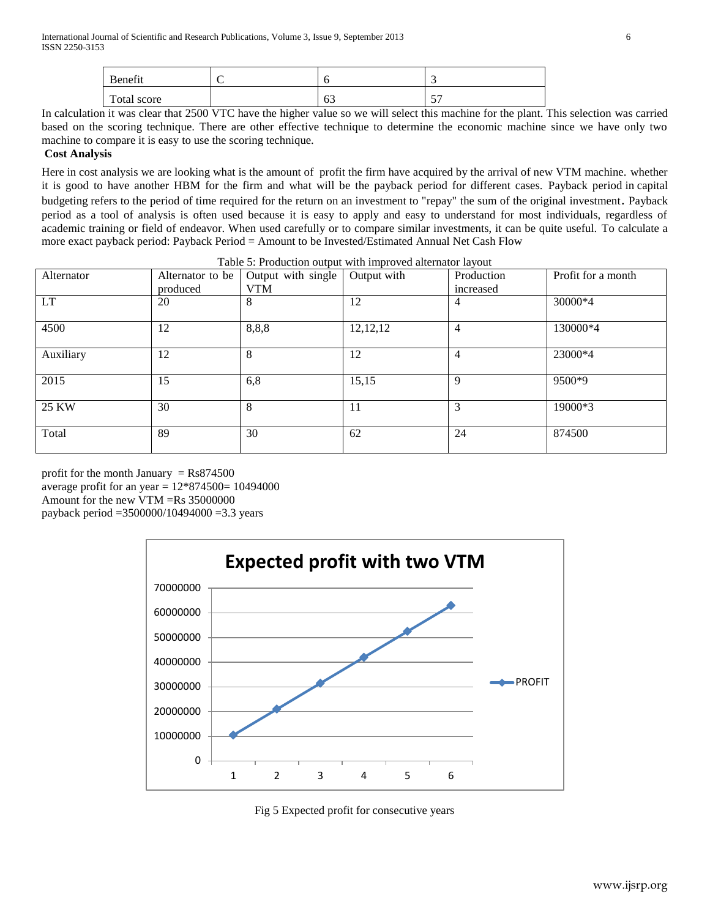| Benefit | C | 6 | 3 |
|---|---|---|---|
| Total score | | 63 | 57 |

In calculation it was clear that 2500 VTC have the higher value so we will select this machine for the plant. This selection was carried based on the scoring technique. There are other effective technique to determine the economic machine since we have only two machine to compare it is easy to use the scoring technique.

**Cost Analysis**

Here in cost analysis we are looking what is the amount of profit the firm have acquired by the arrival of new VTM machine. whether it is good to have another HBM for the firm and what will be the payback period for different cases. Payback period in capital budgeting refers to the period of time required for the return on an investment to "repay" the sum of the original investment. Payback period as a tool of analysis is often used because it is easy to apply and easy to understand for most individuals, regardless of academic training or field of endeavor. When used carefully or to compare similar investments, it can be quite useful. To calculate a more exact payback period: Payback Period = Amount to be Invested/Estimated Annual Net Cash Flow

Table 5: Production output with improved alternator layout

| Alternator | Alternator to be produced | Output with single VTM | Output with | Production increased | Profit for a month |
|---|---|---|---|---|---|
| LT | 20 | 8 | 12 | 4 | 30000*4 |
| 4500 | 12 | 8,8,8 | 12,12,12 | 4 | 130000*4 |
| Auxiliary | 12 | 8 | 12 | 4 | 23000*4 |
| 2015 | 15 | 6,8 | 15,15 | 9 | 9500*9 |
| 25 KW | 30 | 8 | 11 | 3 | 19000*3 |
| Total | 89 | 30 | 62 | 24 | 874500 |

profit for the month January = Rs874500
average profit for an year = 12*874500= 10494000
Amount for the new VTM =Rs 35000000
payback period =3500000/10494000 =3.3 years

Expected profit with two VTM

| Year | PROFIT |
|---|---|
| 1 | 10494000 |
| 2 | 20988000 |
| 3 | 31482000 |
| 4 | 41976000 |
| 5 | 52470000 |
| 6 | 62964000 |

Fig 5 Expected profit for consecutive years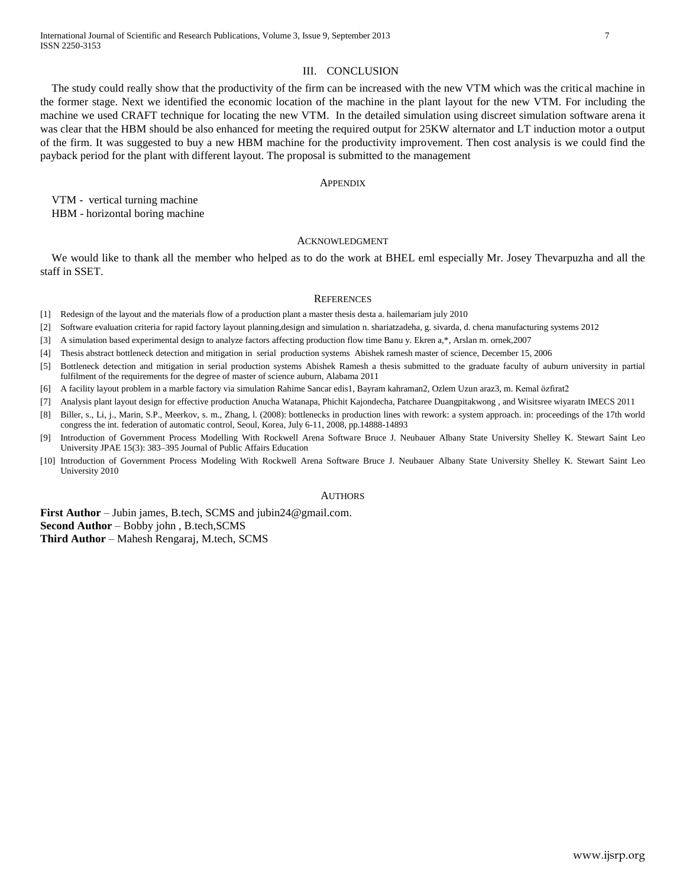## III. CONCLUSION

The study could really show that the productivity of the firm can be increased with the new VTM which was the critical machine in the former stage. Next we identified the economic location of the machine in the plant layout for the new VTM. For including the machine we used CRAFT technique for locating the new VTM. In the detailed simulation using discreet simulation software arena it was clear that the HBM should be also enhanced for meeting the required output for 25KW alternator and LT induction motor a output of the firm. It was suggested to buy a new HBM machine for the productivity improvement. Then cost analysis is we could find the payback period for the plant with different layout. The proposal is submitted to the management

## APPENDIX

VTM - vertical turning machine
HBM - horizontal boring machine

## ACKNOWLEDGMENT

We would like to thank all the member who helped as to do the work at BHEL eml especially Mr. Josey Thevarpuzha and all the staff in SSET.

## REFERENCES

[1] Redesign of the layout and the materials flow of a production plant a master thesis desta a. hailemariam july 2010

[2] Software evaluation criteria for rapid factory layout planning,design and simulation n. shariatzadeha, g. sivarda, d. chena manufacturing systems 2012

[3] A simulation based experimental design to analyze factors affecting production flow time Banu y. Ekren a,*, Arslan m. ornek,2007

[4] Thesis abstract bottleneck detection and mitigation in serial production systems Abishek ramesh master of science, December 15, 2006

[5] Bottleneck detection and mitigation in serial production systems Abishek Ramesh a thesis submitted to the graduate faculty of auburn university in partial fulfilment of the requirements for the degree of master of science auburn, Alabama 2011

[6] A facility layout problem in a marble factory via simulation Rahime Sancar edis1, Bayram kahraman2, Ozlem Uzun araz3, m. Kemal özfırat2

[7] Analysis plant layout design for effective production Anucha Watanapa, Phichit Kajondecha, Patcharee Duangpitakwong , and Wisitsree wiyaratn IMECS 2011

[8] Biller, s., Li, j., Marin, S.P., Meerkov, s. m., Zhang, l. (2008): bottlenecks in production lines with rework: a system approach. in: proceedings of the 17th world congress the int. federation of automatic control, Seoul, Korea, July 6-11, 2008, pp.14888-14893

[9] Introduction of Government Process Modelling With Rockwell Arena Software Bruce J. Neubauer Albany State University Shelley K. Stewart Saint Leo University JPAE 15(3): 383–395 Journal of Public Affairs Education

[10] Introduction of Government Process Modeling With Rockwell Arena Software Bruce J. Neubauer Albany State University Shelley K. Stewart Saint Leo University 2010

## AUTHORS

**First Author** – Jubin james, B.tech, SCMS and jubin24@gmail.com.
**Second Author** – Bobby john , B.tech,SCMS
**Third Author** – Mahesh Rengaraj, M.tech, SCMS